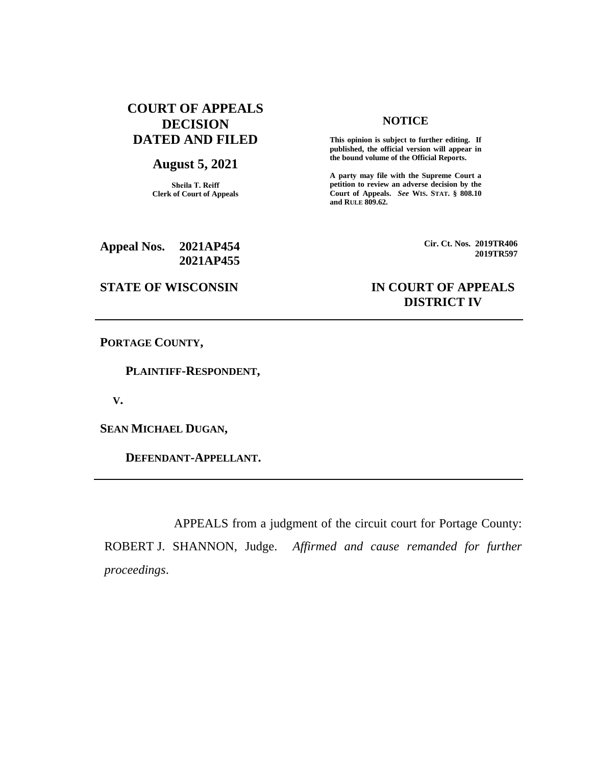# COURT OF APPEALS DECISION DATED AND FILED

## August 5, 2021

**Sheila T. Reiff**
**Clerk of Court of Appeals**

### NOTICE

**This opinion is subject to further editing. If published, the official version will appear in the bound volume of the Official Reports.**

**A party may file with the Supreme Court a petition to review an adverse decision by the Court of Appeals.** ***See*** **WIS. STAT. § 808.10 and RULE 809.62.**

**Appeal Nos. 2021AP454**
**2021AP455**

**Cir. Ct. Nos. 2019TR406**
**2019TR597**

**STATE OF WISCONSIN** **IN COURT OF APPEALS**
**DISTRICT IV**

---

**PORTAGE COUNTY,**

**PLAINTIFF-RESPONDENT,**

**V.**

**SEAN MICHAEL DUGAN,**

**DEFENDANT-APPELLANT.**

---

APPEALS from a judgment of the circuit court for Portage County: ROBERT J. SHANNON, Judge. *Affirmed and cause remanded for further proceedings*.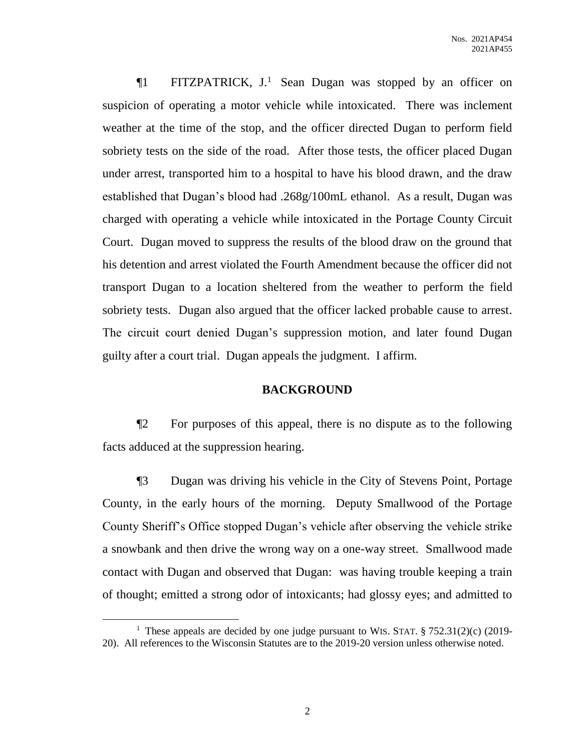¶1 FITZPATRICK, J.[1] Sean Dugan was stopped by an officer on suspicion of operating a motor vehicle while intoxicated. There was inclement weather at the time of the stop, and the officer directed Dugan to perform field sobriety tests on the side of the road. After those tests, the officer placed Dugan under arrest, transported him to a hospital to have his blood drawn, and the draw established that Dugan's blood had .268g/100mL ethanol. As a result, Dugan was charged with operating a vehicle while intoxicated in the Portage County Circuit Court. Dugan moved to suppress the results of the blood draw on the ground that his detention and arrest violated the Fourth Amendment because the officer did not transport Dugan to a location sheltered from the weather to perform the field sobriety tests. Dugan also argued that the officer lacked probable cause to arrest. The circuit court denied Dugan's suppression motion, and later found Dugan guilty after a court trial. Dugan appeals the judgment. I affirm.

## BACKGROUND

¶2 For purposes of this appeal, there is no dispute as to the following facts adduced at the suppression hearing.

¶3 Dugan was driving his vehicle in the City of Stevens Point, Portage County, in the early hours of the morning. Deputy Smallwood of the Portage County Sheriff's Office stopped Dugan's vehicle after observing the vehicle strike a snowbank and then drive the wrong way on a one-way street. Smallwood made contact with Dugan and observed that Dugan: was having trouble keeping a train of thought; emitted a strong odor of intoxicants; had glossy eyes; and admitted to

---

[1] These appeals are decided by one judge pursuant to WIS. STAT. § 752.31(2)(c) (2019-20). All references to the Wisconsin Statutes are to the 2019-20 version unless otherwise noted.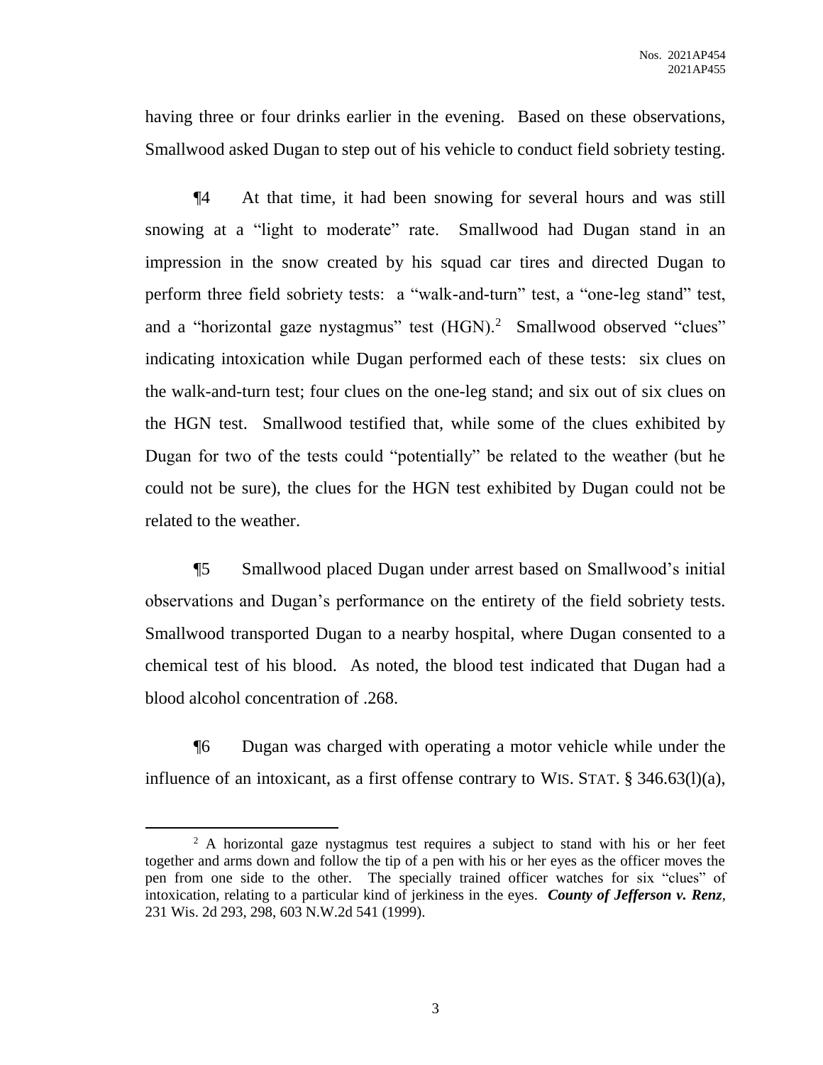having three or four drinks earlier in the evening. Based on these observations, Smallwood asked Dugan to step out of his vehicle to conduct field sobriety testing.

¶4 At that time, it had been snowing for several hours and was still snowing at a "light to moderate" rate. Smallwood had Dugan stand in an impression in the snow created by his squad car tires and directed Dugan to perform three field sobriety tests: a "walk-and-turn" test, a "one-leg stand" test, and a "horizontal gaze nystagmus" test (HGN).[2] Smallwood observed "clues" indicating intoxication while Dugan performed each of these tests: six clues on the walk-and-turn test; four clues on the one-leg stand; and six out of six clues on the HGN test. Smallwood testified that, while some of the clues exhibited by Dugan for two of the tests could "potentially" be related to the weather (but he could not be sure), the clues for the HGN test exhibited by Dugan could not be related to the weather.

¶5 Smallwood placed Dugan under arrest based on Smallwood's initial observations and Dugan's performance on the entirety of the field sobriety tests. Smallwood transported Dugan to a nearby hospital, where Dugan consented to a chemical test of his blood. As noted, the blood test indicated that Dugan had a blood alcohol concentration of .268.

¶6 Dugan was charged with operating a motor vehicle while under the influence of an intoxicant, as a first offense contrary to WIS. STAT. § 346.63(l)(a),

---

[2] A horizontal gaze nystagmus test requires a subject to stand with his or her feet together and arms down and follow the tip of a pen with his or her eyes as the officer moves the pen from one side to the other. The specially trained officer watches for six "clues" of intoxication, relating to a particular kind of jerkiness in the eyes. ***County of Jefferson v. Renz***, 231 Wis. 2d 293, 298, 603 N.W.2d 541 (1999).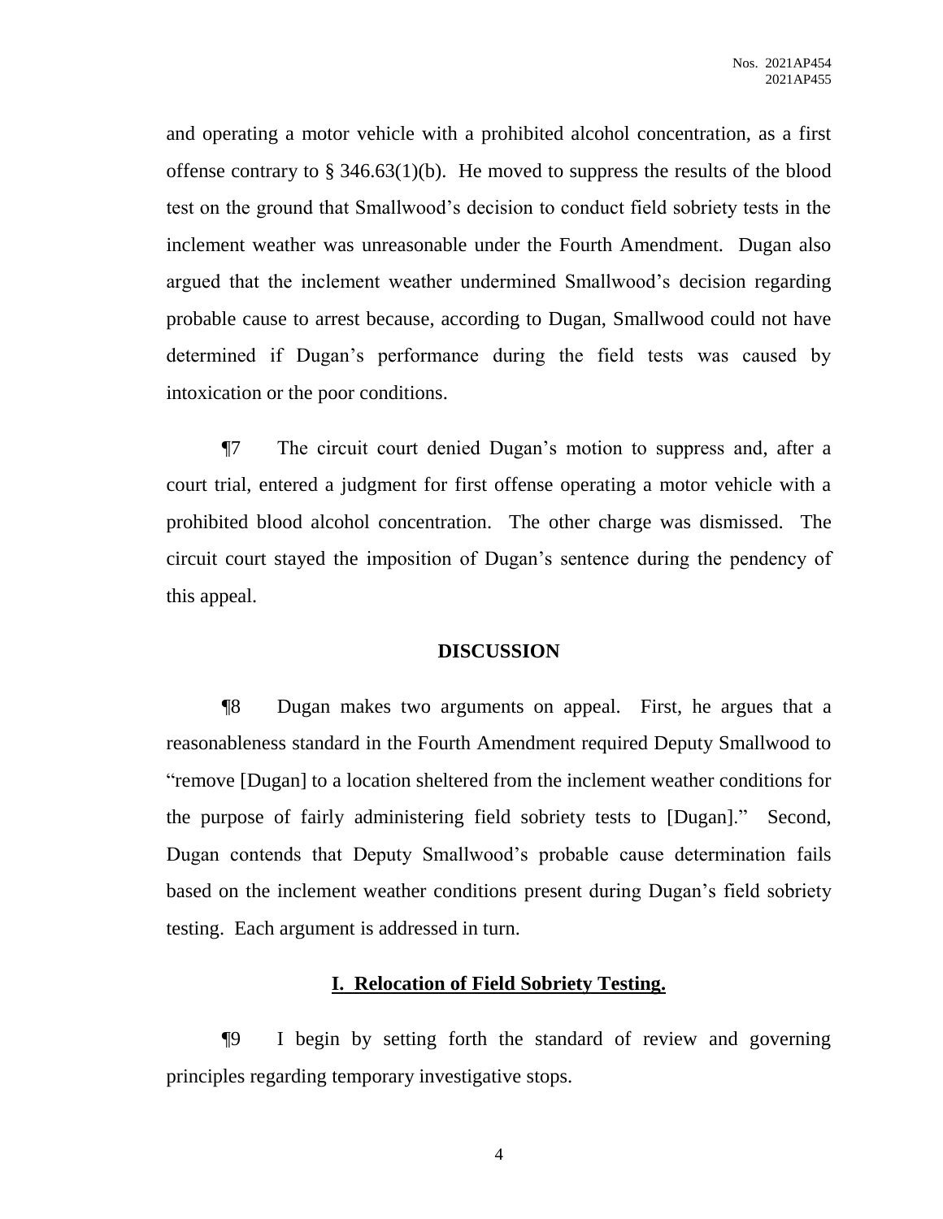and operating a motor vehicle with a prohibited alcohol concentration, as a first offense contrary to § 346.63(1)(b). He moved to suppress the results of the blood test on the ground that Smallwood's decision to conduct field sobriety tests in the inclement weather was unreasonable under the Fourth Amendment. Dugan also argued that the inclement weather undermined Smallwood's decision regarding probable cause to arrest because, according to Dugan, Smallwood could not have determined if Dugan's performance during the field tests was caused by intoxication or the poor conditions.

¶7 The circuit court denied Dugan's motion to suppress and, after a court trial, entered a judgment for first offense operating a motor vehicle with a prohibited blood alcohol concentration. The other charge was dismissed. The circuit court stayed the imposition of Dugan's sentence during the pendency of this appeal.

## DISCUSSION

¶8 Dugan makes two arguments on appeal. First, he argues that a reasonableness standard in the Fourth Amendment required Deputy Smallwood to "remove [Dugan] to a location sheltered from the inclement weather conditions for the purpose of fairly administering field sobriety tests to [Dugan]." Second, Dugan contends that Deputy Smallwood's probable cause determination fails based on the inclement weather conditions present during Dugan's field sobriety testing. Each argument is addressed in turn.

### I. Relocation of Field Sobriety Testing.

¶9 I begin by setting forth the standard of review and governing principles regarding temporary investigative stops.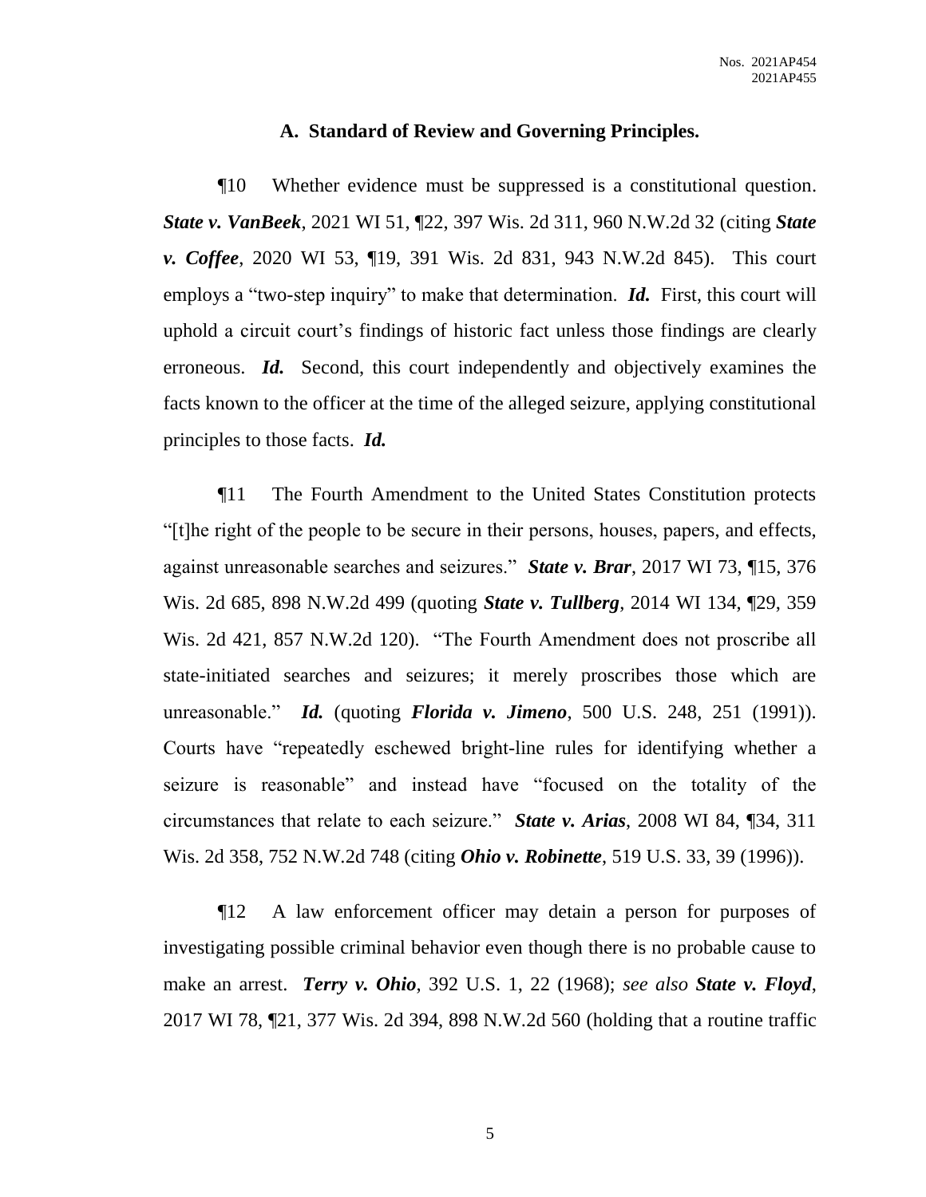### A. Standard of Review and Governing Principles.

¶10 Whether evidence must be suppressed is a constitutional question. ***State v. VanBeek***, 2021 WI 51, ¶22, 397 Wis. 2d 311, 960 N.W.2d 32 (citing ***State v. Coffee***, 2020 WI 53, ¶19, 391 Wis. 2d 831, 943 N.W.2d 845). This court employs a "two-step inquiry" to make that determination. ***Id.*** First, this court will uphold a circuit court's findings of historic fact unless those findings are clearly erroneous. ***Id.*** Second, this court independently and objectively examines the facts known to the officer at the time of the alleged seizure, applying constitutional principles to those facts. ***Id.***

¶11 The Fourth Amendment to the United States Constitution protects "[t]he right of the people to be secure in their persons, houses, papers, and effects, against unreasonable searches and seizures." ***State v. Brar***, 2017 WI 73, ¶15, 376 Wis. 2d 685, 898 N.W.2d 499 (quoting ***State v. Tullberg***, 2014 WI 134, ¶29, 359 Wis. 2d 421, 857 N.W.2d 120). "The Fourth Amendment does not proscribe all state-initiated searches and seizures; it merely proscribes those which are unreasonable." ***Id.*** (quoting ***Florida v. Jimeno***, 500 U.S. 248, 251 (1991)). Courts have "repeatedly eschewed bright-line rules for identifying whether a seizure is reasonable" and instead have "focused on the totality of the circumstances that relate to each seizure." ***State v. Arias***, 2008 WI 84, ¶34, 311 Wis. 2d 358, 752 N.W.2d 748 (citing ***Ohio v. Robinette***, 519 U.S. 33, 39 (1996)).

¶12 A law enforcement officer may detain a person for purposes of investigating possible criminal behavior even though there is no probable cause to make an arrest. ***Terry v. Ohio***, 392 U.S. 1, 22 (1968); *see also* ***State v. Floyd***, 2017 WI 78, ¶21, 377 Wis. 2d 394, 898 N.W.2d 560 (holding that a routine traffic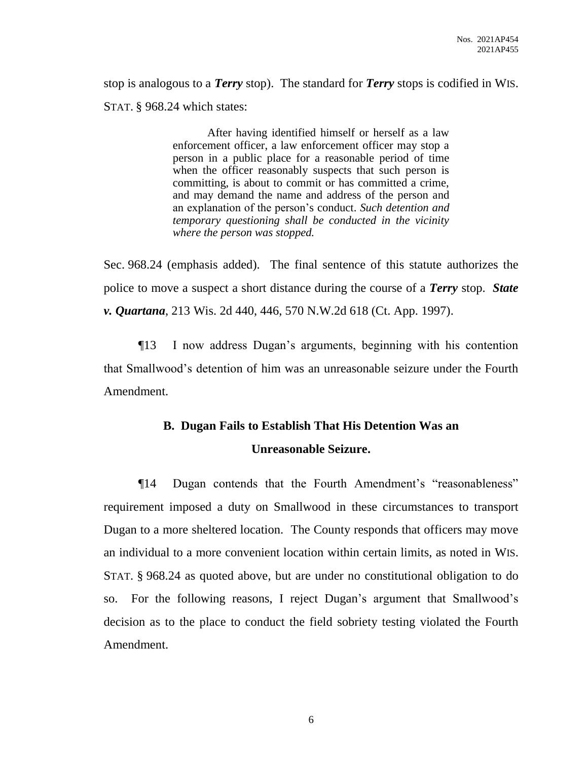stop is analogous to a ***Terry*** stop). The standard for ***Terry*** stops is codified in WIS. STAT. § 968.24 which states:

> After having identified himself or herself as a law enforcement officer, a law enforcement officer may stop a person in a public place for a reasonable period of time when the officer reasonably suspects that such person is committing, is about to commit or has committed a crime, and may demand the name and address of the person and an explanation of the person's conduct. *Such detention and temporary questioning shall be conducted in the vicinity where the person was stopped.*

Sec. 968.24 (emphasis added). The final sentence of this statute authorizes the police to move a suspect a short distance during the course of a ***Terry*** stop. ***State v. Quartana***, 213 Wis. 2d 440, 446, 570 N.W.2d 618 (Ct. App. 1997).

¶13 I now address Dugan's arguments, beginning with his contention that Smallwood's detention of him was an unreasonable seizure under the Fourth Amendment.

## B. Dugan Fails to Establish That His Detention Was an Unreasonable Seizure.

¶14 Dugan contends that the Fourth Amendment's "reasonableness" requirement imposed a duty on Smallwood in these circumstances to transport Dugan to a more sheltered location. The County responds that officers may move an individual to a more convenient location within certain limits, as noted in WIS. STAT. § 968.24 as quoted above, but are under no constitutional obligation to do so. For the following reasons, I reject Dugan's argument that Smallwood's decision as to the place to conduct the field sobriety testing violated the Fourth Amendment.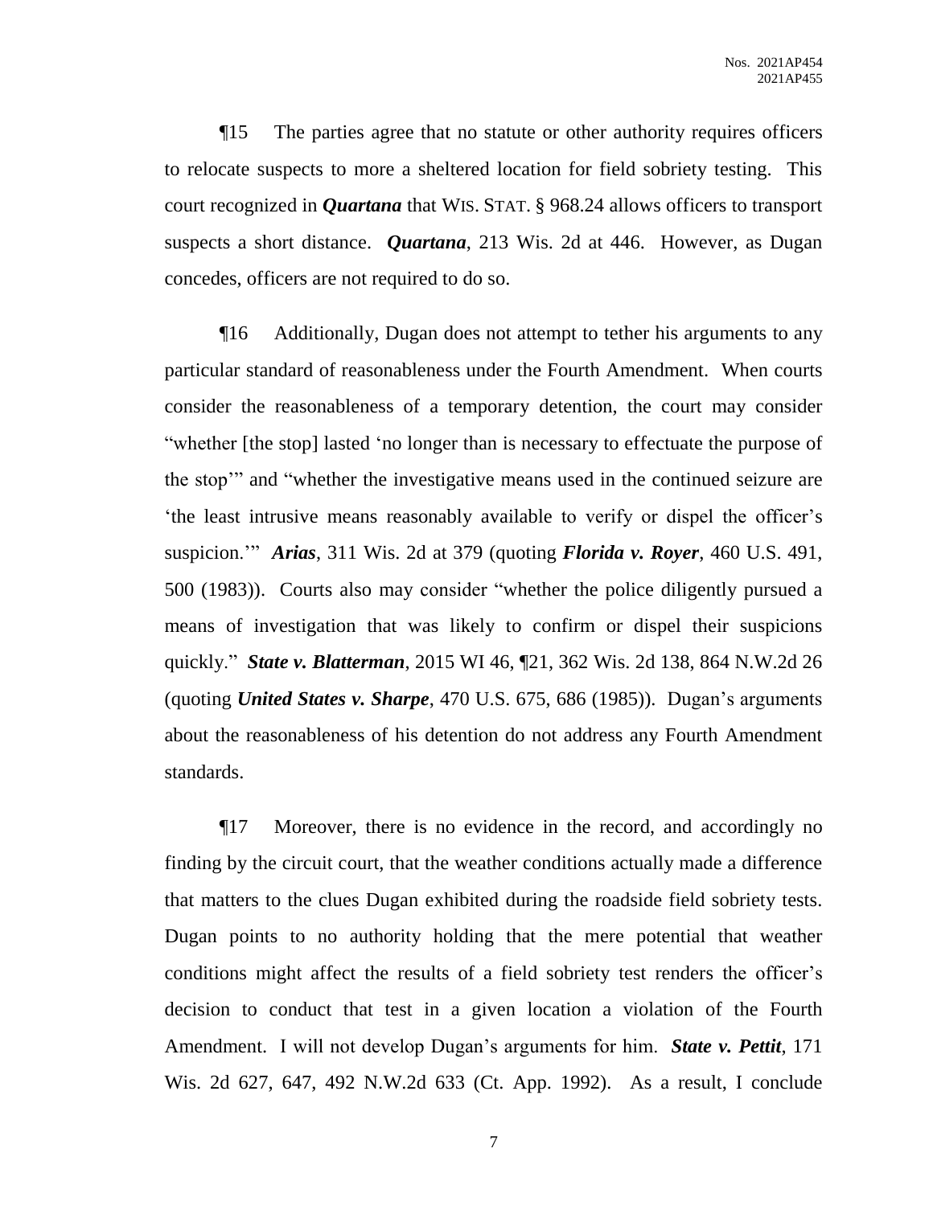¶15 The parties agree that no statute or other authority requires officers to relocate suspects to more a sheltered location for field sobriety testing. This court recognized in ***Quartana*** that WIS. STAT. § 968.24 allows officers to transport suspects a short distance. ***Quartana***, 213 Wis. 2d at 446. However, as Dugan concedes, officers are not required to do so.

¶16 Additionally, Dugan does not attempt to tether his arguments to any particular standard of reasonableness under the Fourth Amendment. When courts consider the reasonableness of a temporary detention, the court may consider "whether [the stop] lasted 'no longer than is necessary to effectuate the purpose of the stop'" and "whether the investigative means used in the continued seizure are 'the least intrusive means reasonably available to verify or dispel the officer's suspicion.'" ***Arias***, 311 Wis. 2d at 379 (quoting ***Florida v. Royer***, 460 U.S. 491, 500 (1983)). Courts also may consider "whether the police diligently pursued a means of investigation that was likely to confirm or dispel their suspicions quickly." ***State v. Blatterman***, 2015 WI 46, ¶21, 362 Wis. 2d 138, 864 N.W.2d 26 (quoting ***United States v. Sharpe***, 470 U.S. 675, 686 (1985)). Dugan's arguments about the reasonableness of his detention do not address any Fourth Amendment standards.

¶17 Moreover, there is no evidence in the record, and accordingly no finding by the circuit court, that the weather conditions actually made a difference that matters to the clues Dugan exhibited during the roadside field sobriety tests. Dugan points to no authority holding that the mere potential that weather conditions might affect the results of a field sobriety test renders the officer's decision to conduct that test in a given location a violation of the Fourth Amendment. I will not develop Dugan's arguments for him. ***State v. Pettit***, 171 Wis. 2d 627, 647, 492 N.W.2d 633 (Ct. App. 1992). As a result, I conclude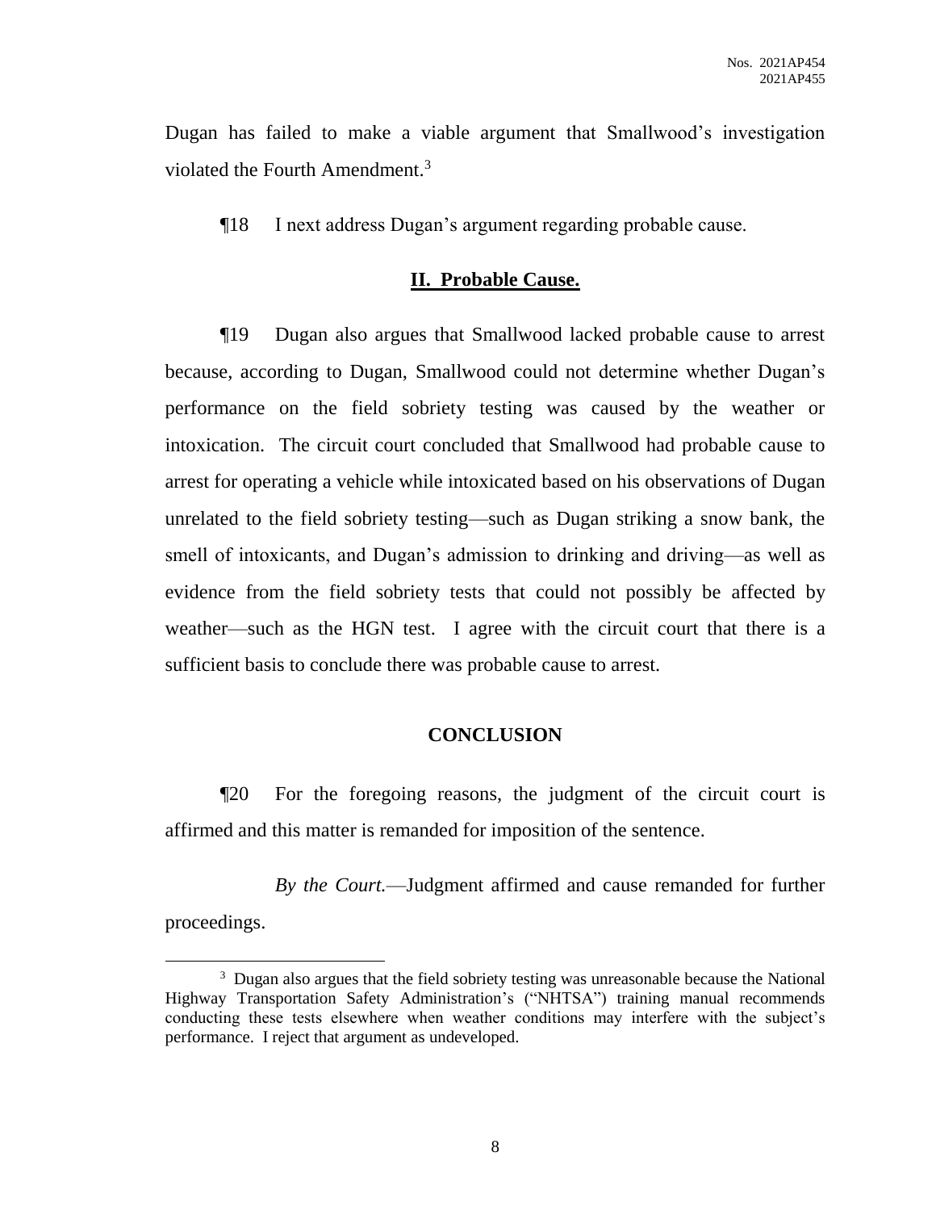Dugan has failed to make a viable argument that Smallwood's investigation violated the Fourth Amendment.[3]

¶18 I next address Dugan's argument regarding probable cause.

## **II. Probable Cause.**

¶19 Dugan also argues that Smallwood lacked probable cause to arrest because, according to Dugan, Smallwood could not determine whether Dugan's performance on the field sobriety testing was caused by the weather or intoxication. The circuit court concluded that Smallwood had probable cause to arrest for operating a vehicle while intoxicated based on his observations of Dugan unrelated to the field sobriety testing—such as Dugan striking a snow bank, the smell of intoxicants, and Dugan's admission to drinking and driving—as well as evidence from the field sobriety tests that could not possibly be affected by weather—such as the HGN test. I agree with the circuit court that there is a sufficient basis to conclude there was probable cause to arrest.

## **CONCLUSION**

¶20 For the foregoing reasons, the judgment of the circuit court is affirmed and this matter is remanded for imposition of the sentence.

*By the Court.*—Judgment affirmed and cause remanded for further proceedings.

---

[3] Dugan also argues that the field sobriety testing was unreasonable because the National Highway Transportation Safety Administration's ("NHTSA") training manual recommends conducting these tests elsewhere when weather conditions may interfere with the subject's performance. I reject that argument as undeveloped.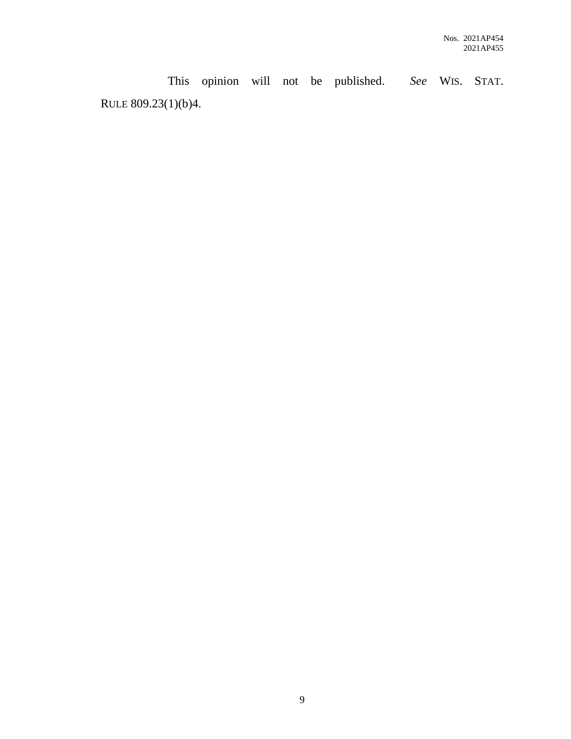This opinion will not be published. *See* WIS. STAT. RULE 809.23(1)(b)4.